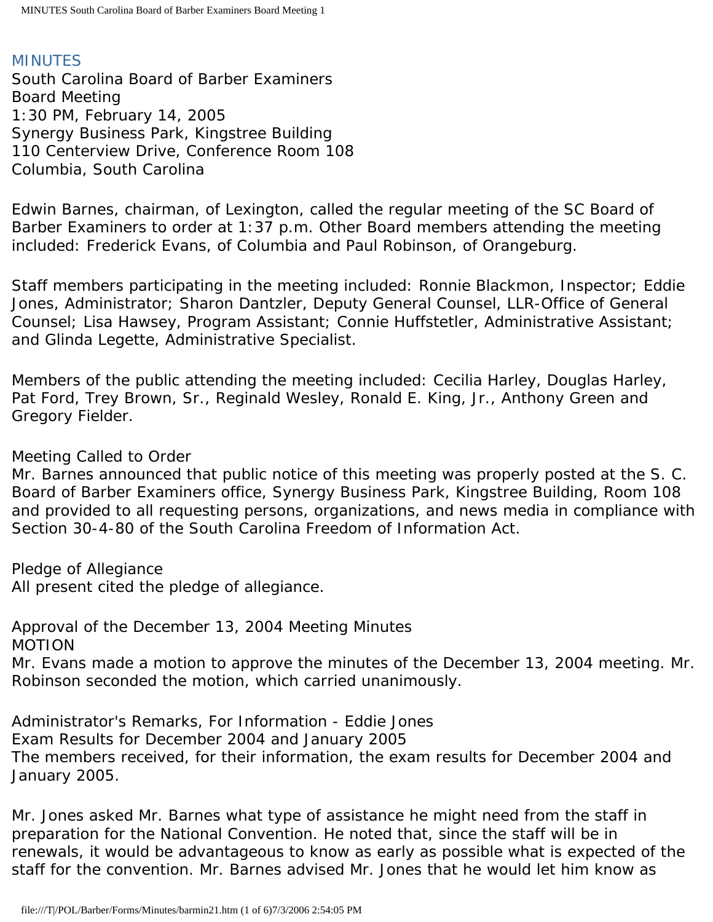# MINUTES

South Carolina Board of Barber Examiners
Board Meeting
1:30 PM, February 14, 2005
Synergy Business Park, Kingstree Building
110 Centerview Drive, Conference Room 108
Columbia, South Carolina

Edwin Barnes, chairman, of Lexington, called the regular meeting of the SC Board of Barber Examiners to order at 1:37 p.m. Other Board members attending the meeting included: Frederick Evans, of Columbia and Paul Robinson, of Orangeburg.

Staff members participating in the meeting included: Ronnie Blackmon, Inspector; Eddie Jones, Administrator; Sharon Dantzler, Deputy General Counsel, LLR-Office of General Counsel; Lisa Hawsey, Program Assistant; Connie Huffstetler, Administrative Assistant; and Glinda Legette, Administrative Specialist.

Members of the public attending the meeting included: Cecilia Harley, Douglas Harley, Pat Ford, Trey Brown, Sr., Reginald Wesley, Ronald E. King, Jr., Anthony Green and Gregory Fielder.

Meeting Called to Order
Mr. Barnes announced that public notice of this meeting was properly posted at the S. C. Board of Barber Examiners office, Synergy Business Park, Kingstree Building, Room 108 and provided to all requesting persons, organizations, and news media in compliance with Section 30-4-80 of the South Carolina Freedom of Information Act.

Pledge of Allegiance
All present cited the pledge of allegiance.

Approval of the December 13, 2004 Meeting Minutes
MOTION
Mr. Evans made a motion to approve the minutes of the December 13, 2004 meeting. Mr. Robinson seconded the motion, which carried unanimously.

Administrator's Remarks, For Information - Eddie Jones
Exam Results for December 2004 and January 2005
The members received, for their information, the exam results for December 2004 and January 2005.

Mr. Jones asked Mr. Barnes what type of assistance he might need from the staff in preparation for the National Convention. He noted that, since the staff will be in renewals, it would be advantageous to know as early as possible what is expected of the staff for the convention. Mr. Barnes advised Mr. Jones that he would let him know as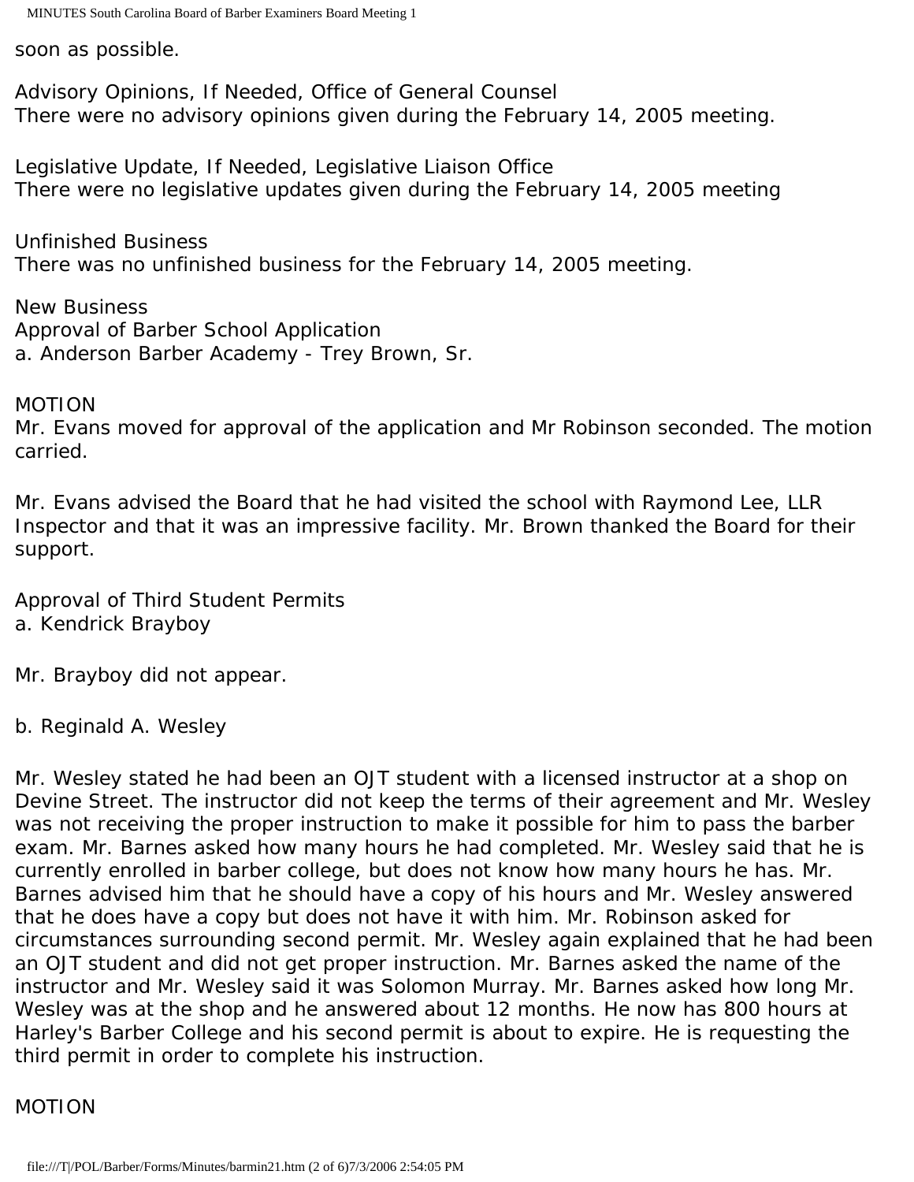soon as possible.

Advisory Opinions, If Needed, Office of General Counsel
There were no advisory opinions given during the February 14, 2005 meeting.

Legislative Update, If Needed, Legislative Liaison Office
There were no legislative updates given during the February 14, 2005 meeting

Unfinished Business
There was no unfinished business for the February 14, 2005 meeting.

New Business
Approval of Barber School Application
a. Anderson Barber Academy - Trey Brown, Sr.

MOTION
Mr. Evans moved for approval of the application and Mr Robinson seconded. The motion carried.

Mr. Evans advised the Board that he had visited the school with Raymond Lee, LLR Inspector and that it was an impressive facility. Mr. Brown thanked the Board for their support.

Approval of Third Student Permits
a. Kendrick Brayboy

Mr. Brayboy did not appear.

b. Reginald A. Wesley

Mr. Wesley stated he had been an OJT student with a licensed instructor at a shop on Devine Street. The instructor did not keep the terms of their agreement and Mr. Wesley was not receiving the proper instruction to make it possible for him to pass the barber exam. Mr. Barnes asked how many hours he had completed. Mr. Wesley said that he is currently enrolled in barber college, but does not know how many hours he has. Mr. Barnes advised him that he should have a copy of his hours and Mr. Wesley answered that he does have a copy but does not have it with him. Mr. Robinson asked for circumstances surrounding second permit. Mr. Wesley again explained that he had been an OJT student and did not get proper instruction. Mr. Barnes asked the name of the instructor and Mr. Wesley said it was Solomon Murray. Mr. Barnes asked how long Mr. Wesley was at the shop and he answered about 12 months. He now has 800 hours at Harley's Barber College and his second permit is about to expire. He is requesting the third permit in order to complete his instruction.

MOTION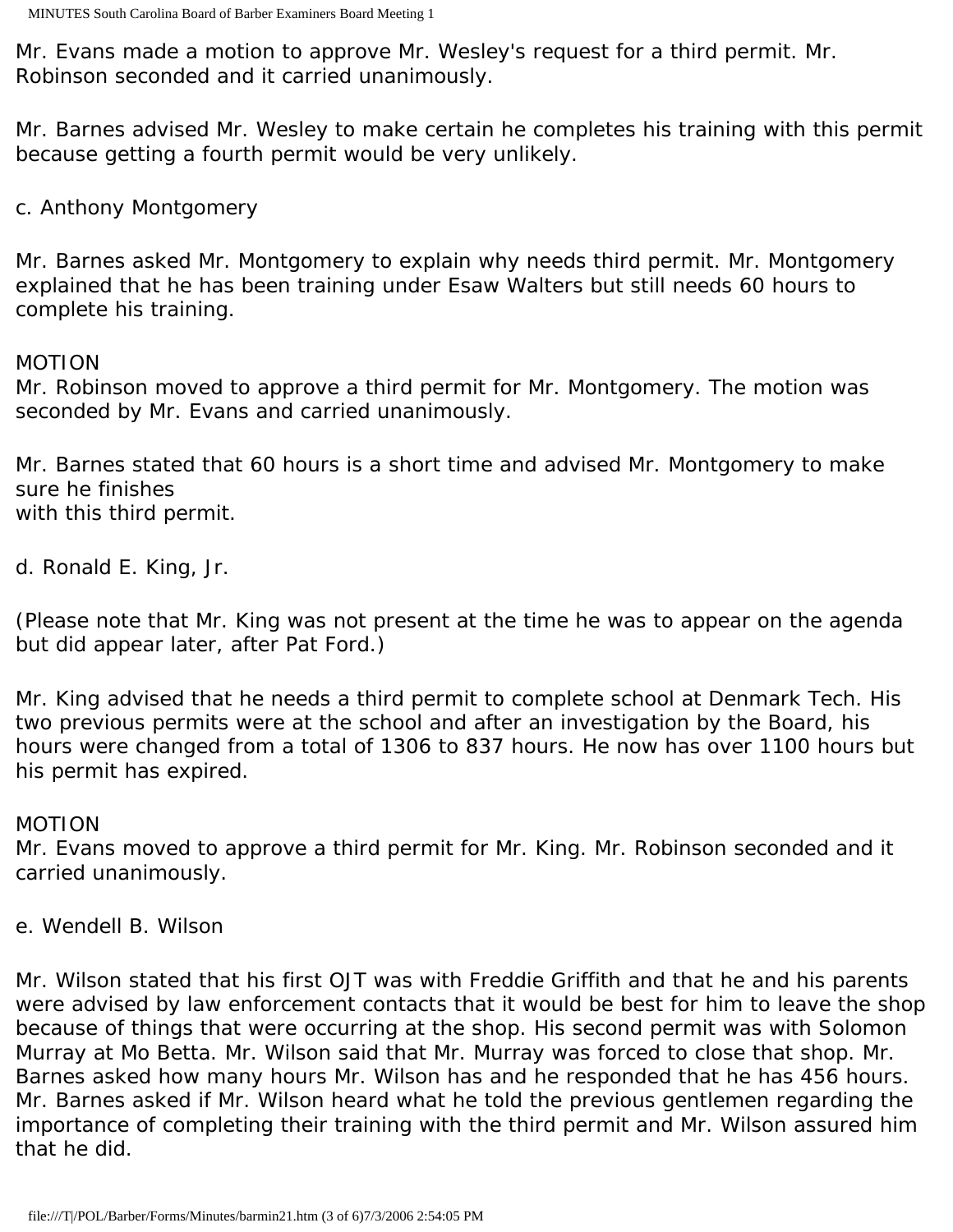Mr. Evans made a motion to approve Mr. Wesley's request for a third permit. Mr. Robinson seconded and it carried unanimously.

Mr. Barnes advised Mr. Wesley to make certain he completes his training with this permit because getting a fourth permit would be very unlikely.

c. Anthony Montgomery

Mr. Barnes asked Mr. Montgomery to explain why needs third permit. Mr. Montgomery explained that he has been training under Esaw Walters but still needs 60 hours to complete his training.

MOTION
Mr. Robinson moved to approve a third permit for Mr. Montgomery. The motion was seconded by Mr. Evans and carried unanimously.

Mr. Barnes stated that 60 hours is a short time and advised Mr. Montgomery to make sure he finishes
with this third permit.

d. Ronald E. King, Jr.

(Please note that Mr. King was not present at the time he was to appear on the agenda but did appear later, after Pat Ford.)

Mr. King advised that he needs a third permit to complete school at Denmark Tech. His two previous permits were at the school and after an investigation by the Board, his hours were changed from a total of 1306 to 837 hours. He now has over 1100 hours but his permit has expired.

MOTION
Mr. Evans moved to approve a third permit for Mr. King. Mr. Robinson seconded and it carried unanimously.

e. Wendell B. Wilson

Mr. Wilson stated that his first OJT was with Freddie Griffith and that he and his parents were advised by law enforcement contacts that it would be best for him to leave the shop because of things that were occurring at the shop. His second permit was with Solomon Murray at Mo Betta. Mr. Wilson said that Mr. Murray was forced to close that shop. Mr. Barnes asked how many hours Mr. Wilson has and he responded that he has 456 hours. Mr. Barnes asked if Mr. Wilson heard what he told the previous gentlemen regarding the importance of completing their training with the third permit and Mr. Wilson assured him that he did.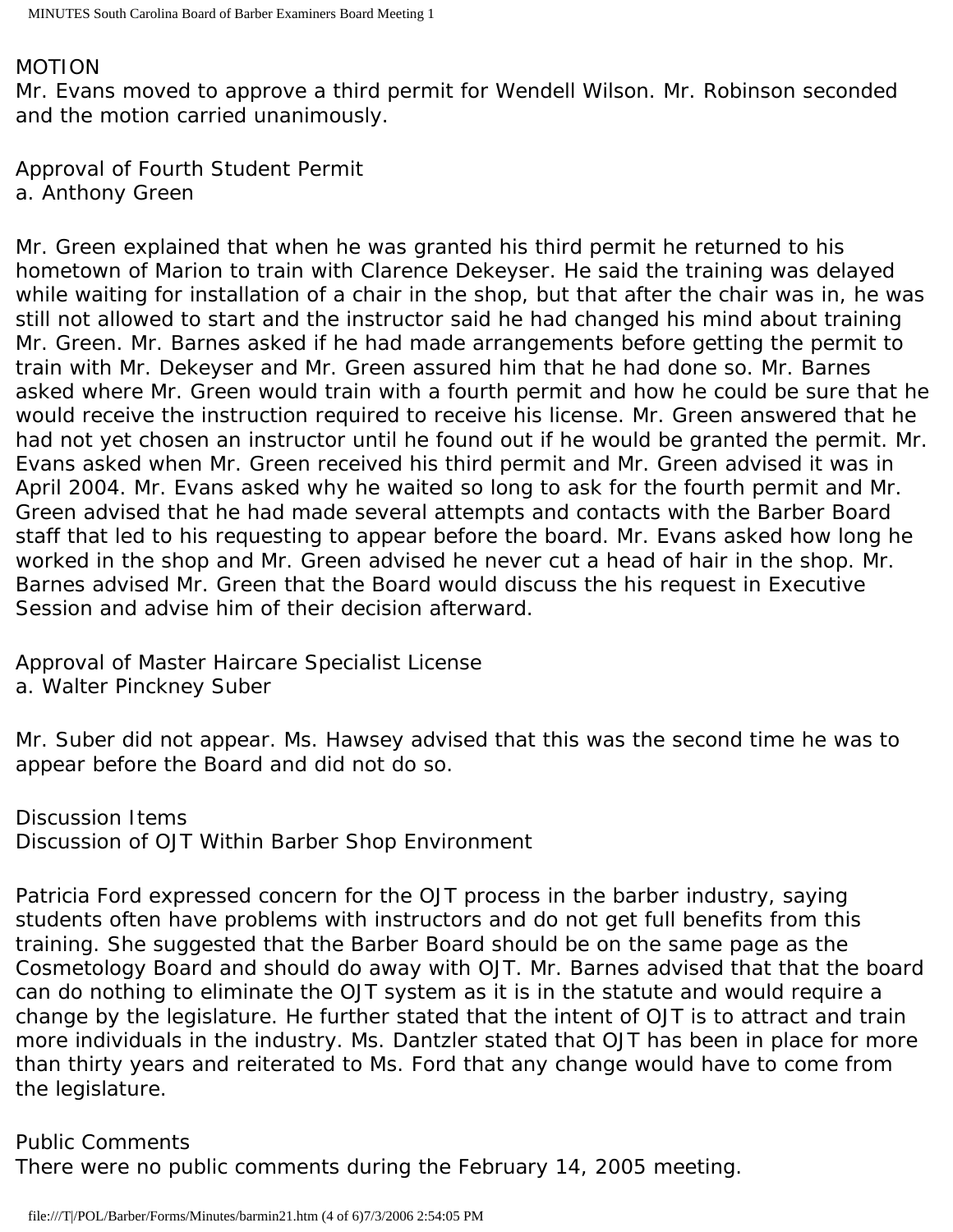MOTION

Mr. Evans moved to approve a third permit for Wendell Wilson. Mr. Robinson seconded and the motion carried unanimously.

Approval of Fourth Student Permit
a. Anthony Green

Mr. Green explained that when he was granted his third permit he returned to his hometown of Marion to train with Clarence Dekeyser. He said the training was delayed while waiting for installation of a chair in the shop, but that after the chair was in, he was still not allowed to start and the instructor said he had changed his mind about training Mr. Green. Mr. Barnes asked if he had made arrangements before getting the permit to train with Mr. Dekeyser and Mr. Green assured him that he had done so. Mr. Barnes asked where Mr. Green would train with a fourth permit and how he could be sure that he would receive the instruction required to receive his license. Mr. Green answered that he had not yet chosen an instructor until he found out if he would be granted the permit. Mr. Evans asked when Mr. Green received his third permit and Mr. Green advised it was in April 2004. Mr. Evans asked why he waited so long to ask for the fourth permit and Mr. Green advised that he had made several attempts and contacts with the Barber Board staff that led to his requesting to appear before the board. Mr. Evans asked how long he worked in the shop and Mr. Green advised he never cut a head of hair in the shop. Mr. Barnes advised Mr. Green that the Board would discuss the his request in Executive Session and advise him of their decision afterward.

Approval of Master Haircare Specialist License
a. Walter Pinckney Suber

Mr. Suber did not appear. Ms. Hawsey advised that this was the second time he was to appear before the Board and did not do so.

Discussion Items
Discussion of OJT Within Barber Shop Environment

Patricia Ford expressed concern for the OJT process in the barber industry, saying students often have problems with instructors and do not get full benefits from this training. She suggested that the Barber Board should be on the same page as the Cosmetology Board and should do away with OJT. Mr. Barnes advised that that the board can do nothing to eliminate the OJT system as it is in the statute and would require a change by the legislature. He further stated that the intent of OJT is to attract and train more individuals in the industry. Ms. Dantzler stated that OJT has been in place for more than thirty years and reiterated to Ms. Ford that any change would have to come from the legislature.

Public Comments

There were no public comments during the February 14, 2005 meeting.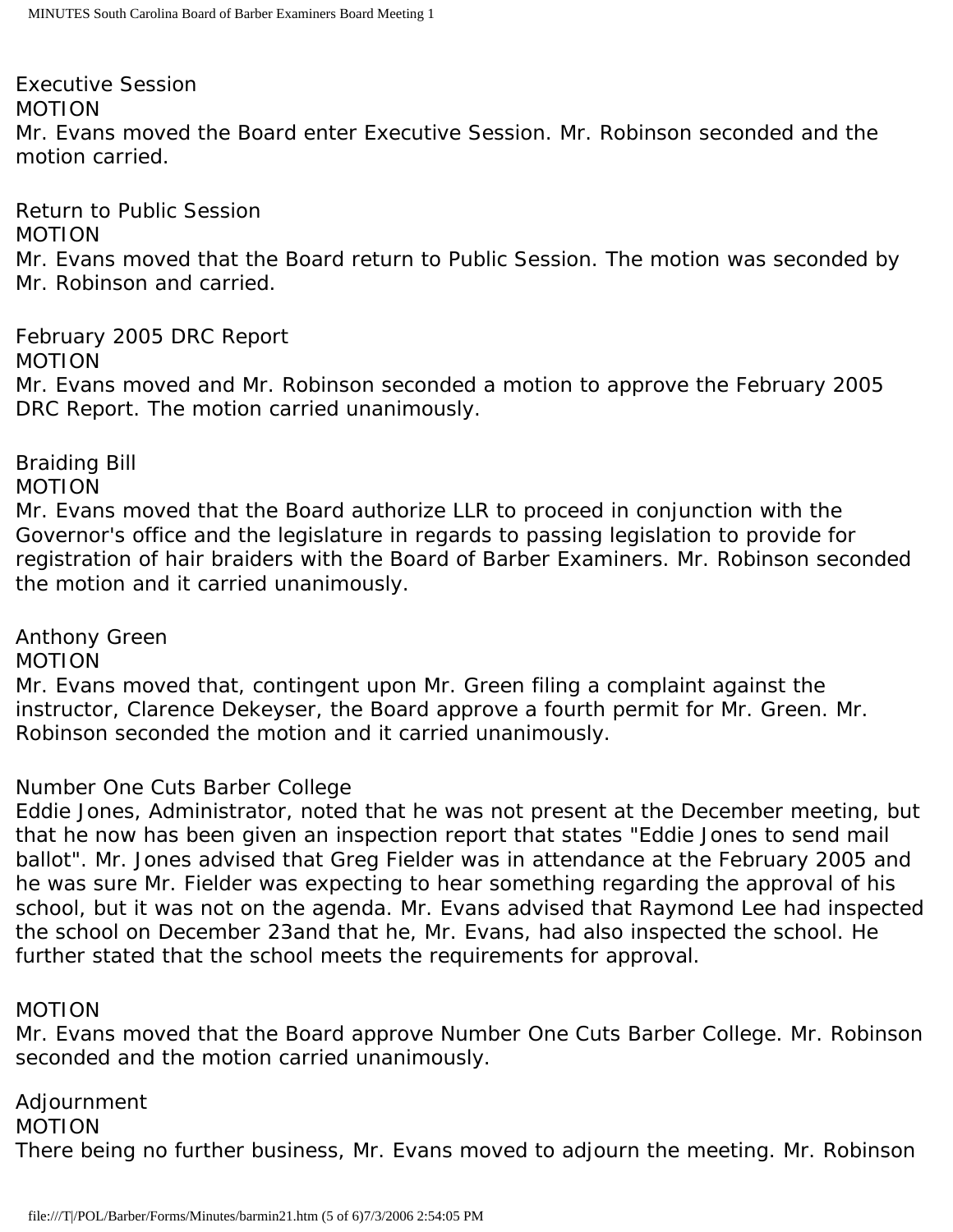Executive Session

MOTION

Mr. Evans moved the Board enter Executive Session. Mr. Robinson seconded and the motion carried.

Return to Public Session

MOTION

Mr. Evans moved that the Board return to Public Session. The motion was seconded by Mr. Robinson and carried.

February 2005 DRC Report

MOTION

Mr. Evans moved and Mr. Robinson seconded a motion to approve the February 2005 DRC Report. The motion carried unanimously.

Braiding Bill

MOTION

Mr. Evans moved that the Board authorize LLR to proceed in conjunction with the Governor's office and the legislature in regards to passing legislation to provide for registration of hair braiders with the Board of Barber Examiners. Mr. Robinson seconded the motion and it carried unanimously.

Anthony Green

MOTION

Mr. Evans moved that, contingent upon Mr. Green filing a complaint against the instructor, Clarence Dekeyser, the Board approve a fourth permit for Mr. Green. Mr. Robinson seconded the motion and it carried unanimously.

Number One Cuts Barber College

Eddie Jones, Administrator, noted that he was not present at the December meeting, but that he now has been given an inspection report that states "Eddie Jones to send mail ballot". Mr. Jones advised that Greg Fielder was in attendance at the February 2005 and he was sure Mr. Fielder was expecting to hear something regarding the approval of his school, but it was not on the agenda. Mr. Evans advised that Raymond Lee had inspected the school on December 23and that he, Mr. Evans, had also inspected the school. He further stated that the school meets the requirements for approval.

MOTION

Mr. Evans moved that the Board approve Number One Cuts Barber College. Mr. Robinson seconded and the motion carried unanimously.

Adjournment

MOTION

There being no further business, Mr. Evans moved to adjourn the meeting. Mr. Robinson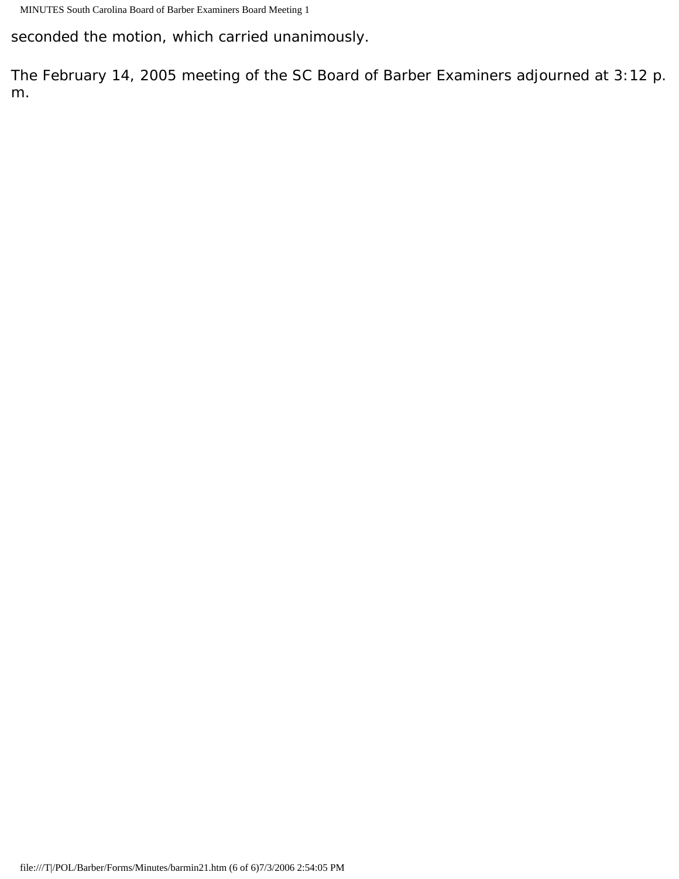seconded the motion, which carried unanimously.

The February 14, 2005 meeting of the SC Board of Barber Examiners adjourned at 3:12 p.m.